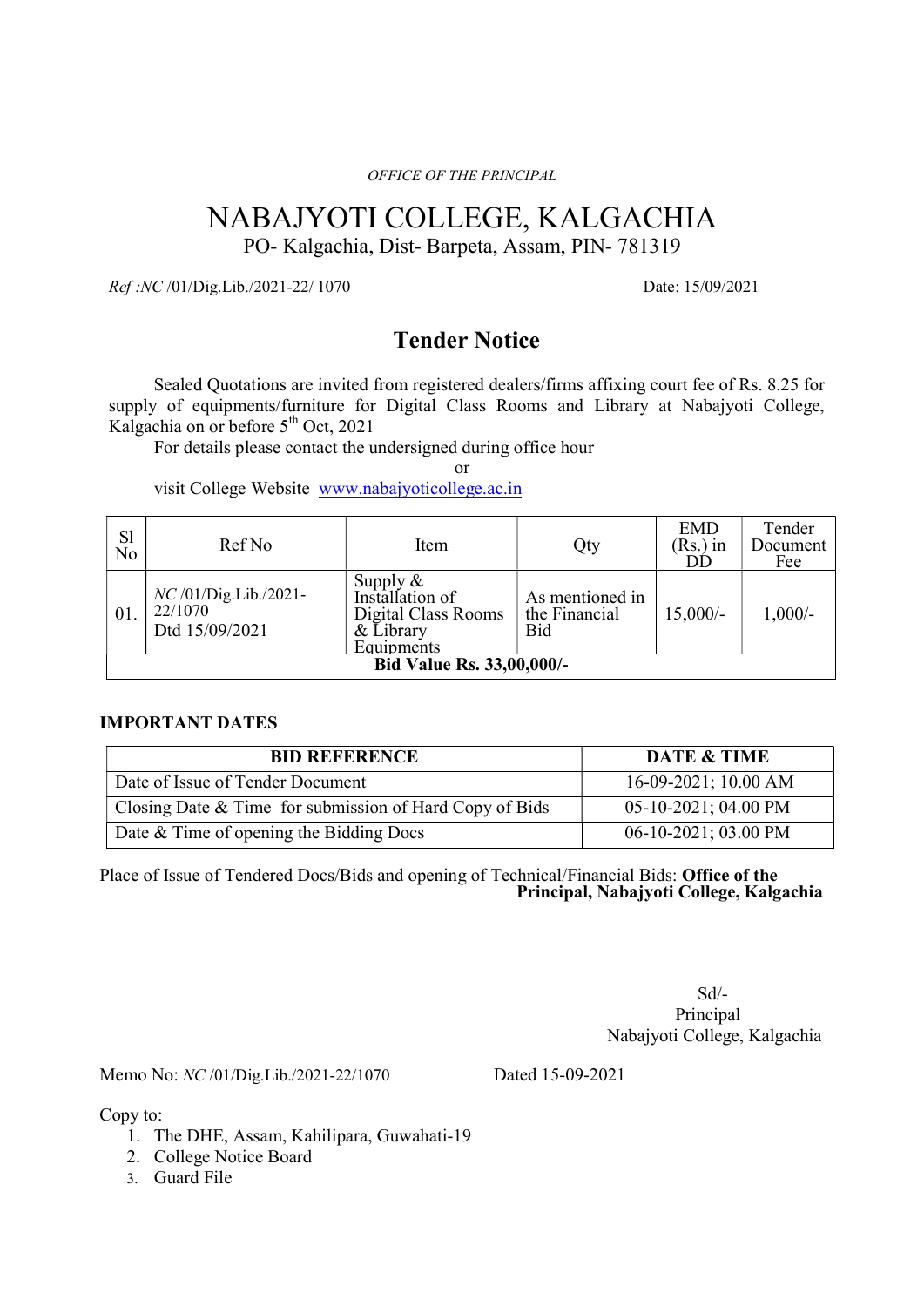*OFFICE OF THE PRINCIPAL*

# NABAJYOTI COLLEGE, KALGACHIA

PO- Kalgachia, Dist- Barpeta, Assam, PIN- 781319

*Ref :NC* /01/Dig.Lib./2021-22/ 1070 Date: 15/09/2021

## Tender Notice

Sealed Quotations are invited from registered dealers/firms affixing court fee of Rs. 8.25 for supply of equipments/furniture for Digital Class Rooms and Library at Nabajyoti College, Kalgachia on or before 5th Oct, 2021

For details please contact the undersigned during office hour

or

visit College Website www.nabajyoticollege.ac.in

| Sl No | Ref No | Item | Qty | EMD (Rs.) in DD | Tender Document Fee |
|---|---|---|---|---|---|
| 01. | *NC* /01/Dig.Lib./2021-22/1070 Dtd 15/09/2021 | Supply & Installation of Digital Class Rooms & Library Equipments | As mentioned in the Financial Bid | 15,000/- | 1,000/- |
| **Bid Value Rs. 33,00,000/-** | | | | | |

**IMPORTANT DATES**

| BID REFERENCE | DATE & TIME |
|---|---|
| Date of Issue of Tender Document | 16-09-2021; 10.00 AM |
| Closing Date & Time for submission of Hard Copy of Bids | 05-10-2021; 04.00 PM |
| Date & Time of opening the Bidding Docs | 06-10-2021; 03.00 PM |

Place of Issue of Tendered Docs/Bids and opening of Technical/Financial Bids: **Office of the Principal, Nabajyoti College, Kalgachia**

Sd/-
Principal
Nabajyoti College, Kalgachia

Memo No: *NC* /01/Dig.Lib./2021-22/1070 Dated 15-09-2021

Copy to:

1. The DHE, Assam, Kahilipara, Guwahati-19
2. College Notice Board
3. Guard File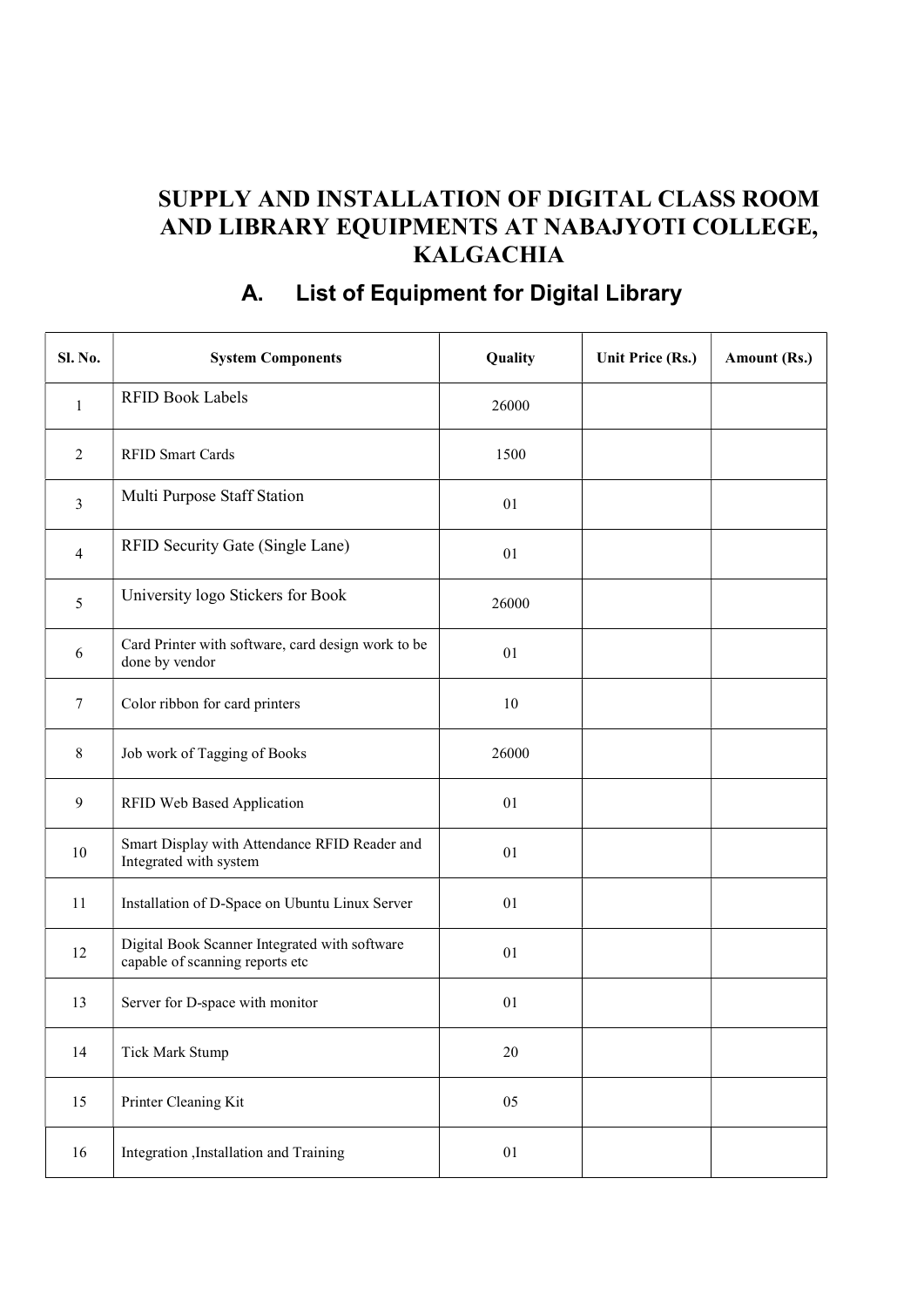# SUPPLY AND INSTALLATION OF DIGITAL CLASS ROOM AND LIBRARY EQUIPMENTS AT NABAJYOTI COLLEGE, KALGACHIA

## A. List of Equipment for Digital Library

| Sl. No. | System Components | Quality | Unit Price (Rs.) | Amount (Rs.) |
|---|---|---|---|---|
| 1 | RFID Book Labels | 26000 | | |
| 2 | RFID Smart Cards | 1500 | | |
| 3 | Multi Purpose Staff Station | 01 | | |
| 4 | RFID Security Gate (Single Lane) | 01 | | |
| 5 | University logo Stickers for Book | 26000 | | |
| 6 | Card Printer with software, card design work to be done by vendor | 01 | | |
| 7 | Color ribbon for card printers | 10 | | |
| 8 | Job work of Tagging of Books | 26000 | | |
| 9 | RFID Web Based Application | 01 | | |
| 10 | Smart Display with Attendance RFID Reader and Integrated with system | 01 | | |
| 11 | Installation of D-Space on Ubuntu Linux Server | 01 | | |
| 12 | Digital Book Scanner Integrated with software capable of scanning reports etc | 01 | | |
| 13 | Server for D-space with monitor | 01 | | |
| 14 | Tick Mark Stump | 20 | | |
| 15 | Printer Cleaning Kit | 05 | | |
| 16 | Integration ,Installation and Training | 01 | | |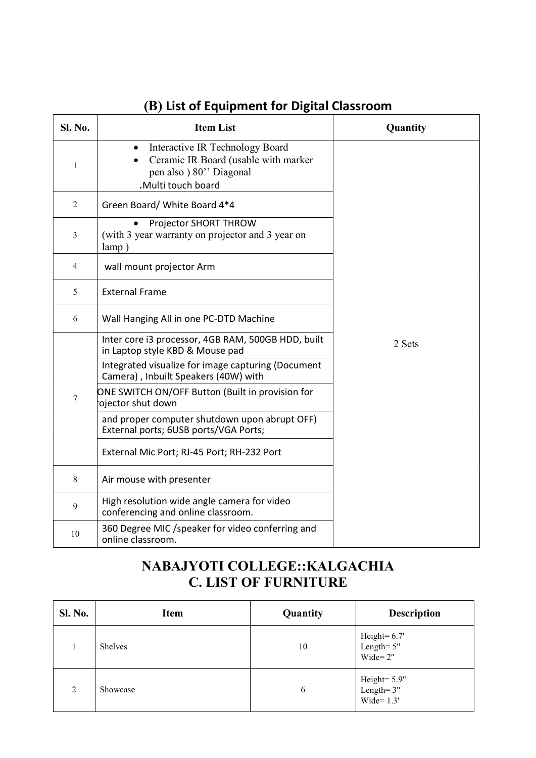## (B) List of Equipment for Digital Classroom

| Sl. No. | Item List | Quantity |
|---|---|---|
| 1 | • Interactive IR Technology Board<br>• Ceramic IR Board (usable with marker pen also ) 80'' Diagonal<br>.Multi touch board | 2 Sets |
| 2 | Green Board/ White Board 4*4 | |
| 3 | • Projector SHORT THROW<br>(with 3 year warranty on projector and 3 year on lamp ) | |
| 4 | wall mount projector Arm | |
| 5 | External Frame | |
| 6 | Wall Hanging All in one PC-DTD Machine | |
| 7 | Inter core i3 processor, 4GB RAM, 500GB HDD, built in Laptop style KBD & Mouse pad<br>Integrated visualize for image capturing (Document Camera) , Inbuilt Speakers (40W) with<br>ONE SWITCH ON/OFF Button (Built in provision for rojector shut down<br>and proper computer shutdown upon abrupt OFF) External ports; 6USB ports/VGA Ports;<br>External Mic Port; RJ-45 Port; RH-232 Port | |
| 8 | Air mouse with presenter | |
| 9 | High resolution wide angle camera for video conferencing and online classroom. | |
| 10 | 360 Degree MIC /speaker for video conferring and online classroom. | |

## NABAJYOTI COLLEGE::KALGACHIA
## C. LIST OF FURNITURE

| Sl. No. | Item | Quantity | Description |
|---|---|---|---|
| 1 | Shelves | 10 | Height= 6.7'<br>Length= 5"<br>Wide= 2" |
| 2 | Showcase | 6 | Height= 5.9"<br>Length= 3"<br>Wide= 1.3' |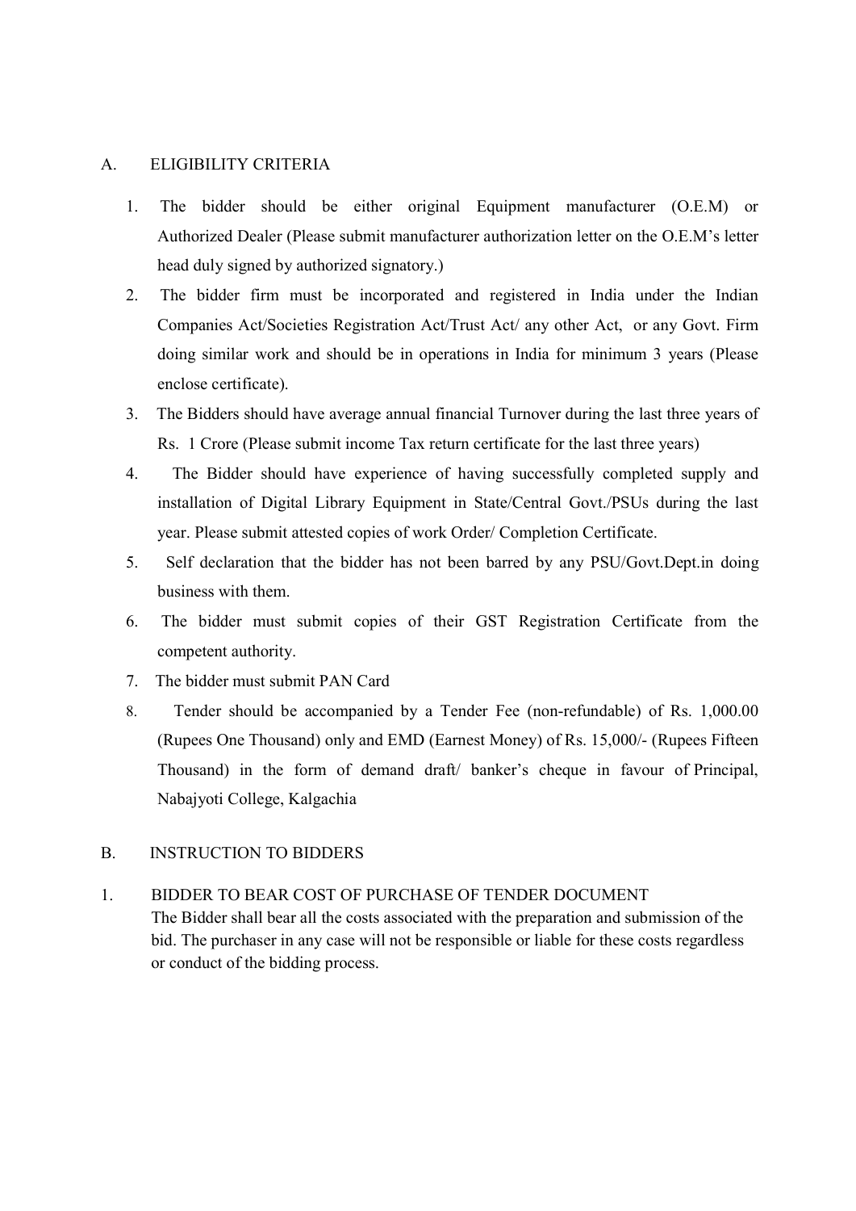## A. ELIGIBILITY CRITERIA

1. The bidder should be either original Equipment manufacturer (O.E.M) or Authorized Dealer (Please submit manufacturer authorization letter on the O.E.M's letter head duly signed by authorized signatory.)
2. The bidder firm must be incorporated and registered in India under the Indian Companies Act/Societies Registration Act/Trust Act/ any other Act, or any Govt. Firm doing similar work and should be in operations in India for minimum 3 years (Please enclose certificate).
3. The Bidders should have average annual financial Turnover during the last three years of Rs. 1 Crore (Please submit income Tax return certificate for the last three years)
4. The Bidder should have experience of having successfully completed supply and installation of Digital Library Equipment in State/Central Govt./PSUs during the last year. Please submit attested copies of work Order/ Completion Certificate.
5. Self declaration that the bidder has not been barred by any PSU/Govt.Dept.in doing business with them.
6. The bidder must submit copies of their GST Registration Certificate from the competent authority.
7. The bidder must submit PAN Card
8. Tender should be accompanied by a Tender Fee (non-refundable) of Rs. 1,000.00 (Rupees One Thousand) only and EMD (Earnest Money) of Rs. 15,000/- (Rupees Fifteen Thousand) in the form of demand draft/ banker's cheque in favour of Principal, Nabajyoti College, Kalgachia

## B. INSTRUCTION TO BIDDERS

1. BIDDER TO BEAR COST OF PURCHASE OF TENDER DOCUMENT
   The Bidder shall bear all the costs associated with the preparation and submission of the bid. The purchaser in any case will not be responsible or liable for these costs regardless or conduct of the bidding process.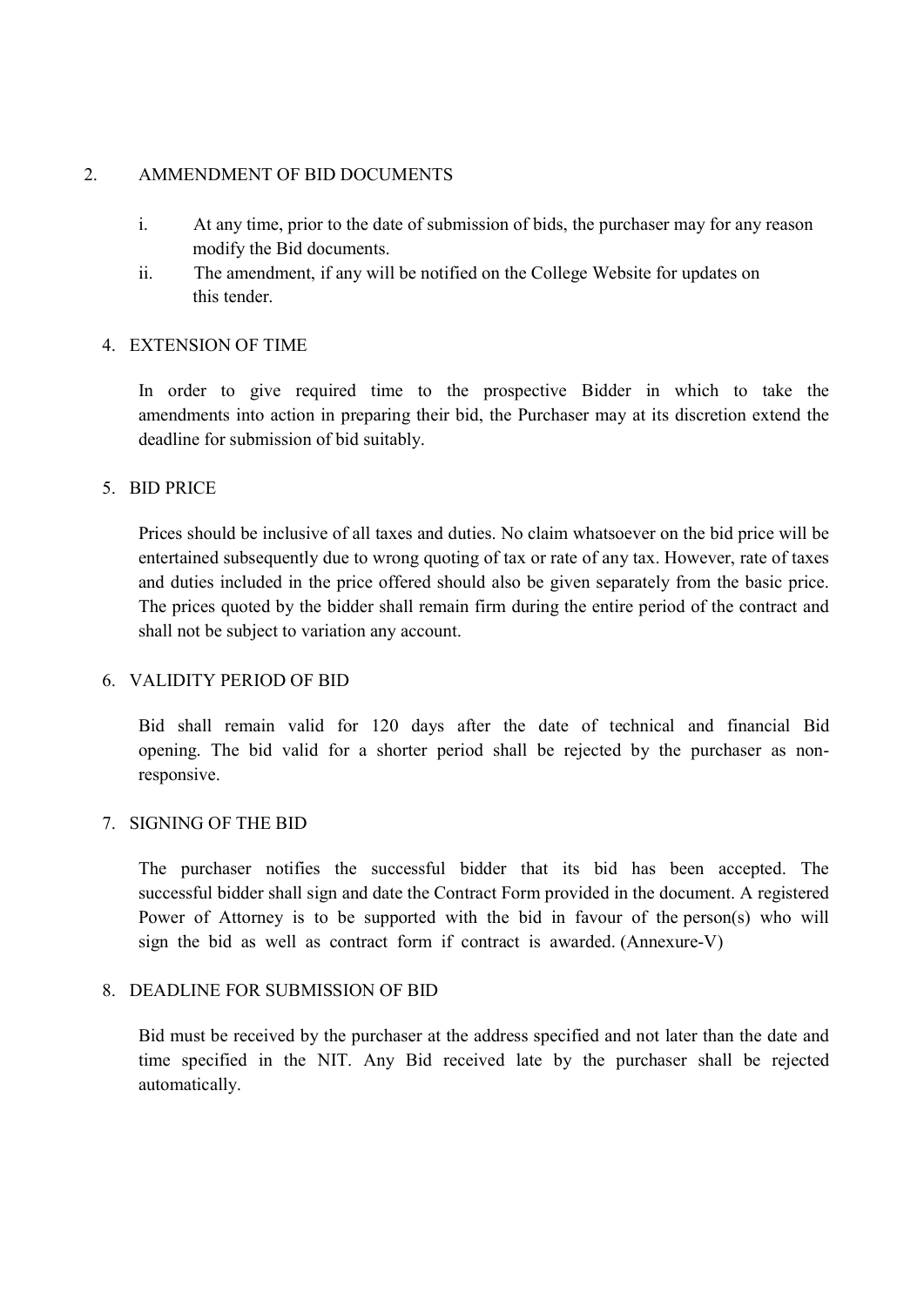2. AMMENDMENT OF BID DOCUMENTS

   i. At any time, prior to the date of submission of bids, the purchaser may for any reason modify the Bid documents.

   ii. The amendment, if any will be notified on the College Website for updates on this tender.

4. EXTENSION OF TIME

   In order to give required time to the prospective Bidder in which to take the amendments into action in preparing their bid, the Purchaser may at its discretion extend the deadline for submission of bid suitably.

5. BID PRICE

   Prices should be inclusive of all taxes and duties. No claim whatsoever on the bid price will be entertained subsequently due to wrong quoting of tax or rate of any tax. However, rate of taxes and duties included in the price offered should also be given separately from the basic price. The prices quoted by the bidder shall remain firm during the entire period of the contract and shall not be subject to variation any account.

6. VALIDITY PERIOD OF BID

   Bid shall remain valid for 120 days after the date of technical and financial Bid opening. The bid valid for a shorter period shall be rejected by the purchaser as non-responsive.

7. SIGNING OF THE BID

   The purchaser notifies the successful bidder that its bid has been accepted. The successful bidder shall sign and date the Contract Form provided in the document. A registered Power of Attorney is to be supported with the bid in favour of the person(s) who will sign the bid as well as contract form if contract is awarded. (Annexure-V)

8. DEADLINE FOR SUBMISSION OF BID

   Bid must be received by the purchaser at the address specified and not later than the date and time specified in the NIT. Any Bid received late by the purchaser shall be rejected automatically.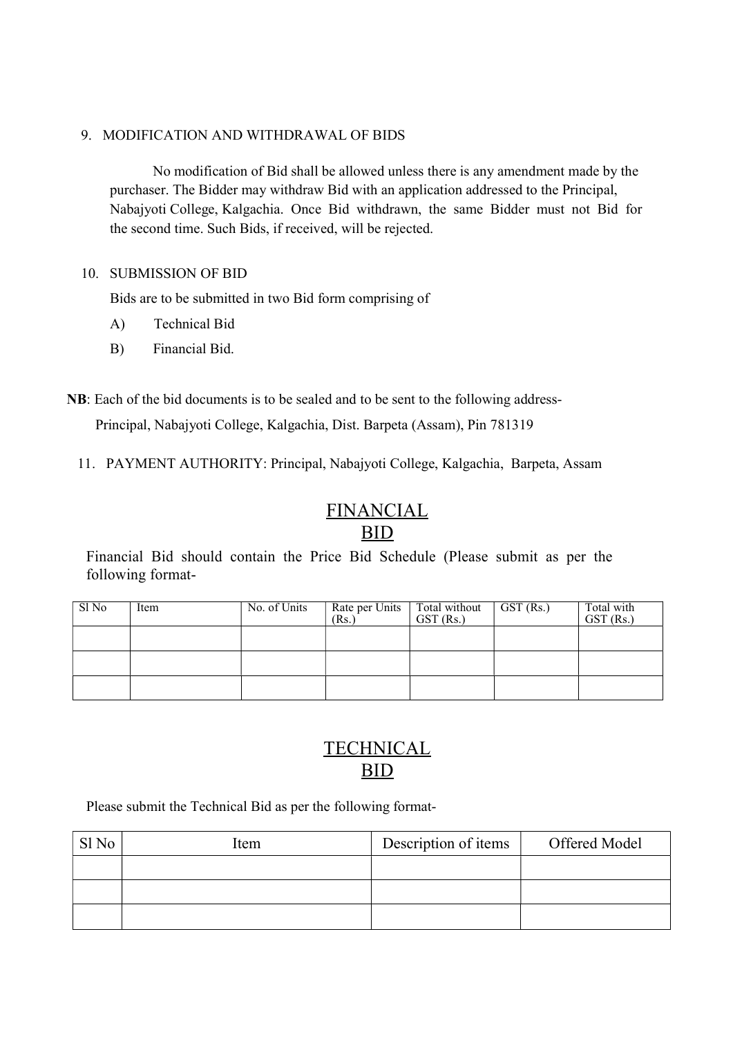9. MODIFICATION AND WITHDRAWAL OF BIDS

No modification of Bid shall be allowed unless there is any amendment made by the purchaser. The Bidder may withdraw Bid with an application addressed to the Principal, Nabajyoti College, Kalgachia. Once Bid withdrawn, the same Bidder must not Bid for the second time. Such Bids, if received, will be rejected.

10. SUBMISSION OF BID

Bids are to be submitted in two Bid form comprising of

A) Technical Bid

B) Financial Bid.

**NB**: Each of the bid documents is to be sealed and to be sent to the following address-

Principal, Nabajyoti College, Kalgachia, Dist. Barpeta (Assam), Pin 781319

11. PAYMENT AUTHORITY: Principal, Nabajyoti College, Kalgachia, Barpeta, Assam

## FINANCIAL BID

Financial Bid should contain the Price Bid Schedule (Please submit as per the following format-

| Sl No | Item | No. of Units | Rate per Units (Rs.) | Total without GST (Rs.) | GST (Rs.) | Total with GST (Rs.) |
|---|---|---|---|---|---|---|
| | | | | | | |
| | | | | | | |
| | | | | | | |

## TECHNICAL BID

Please submit the Technical Bid as per the following format-

| Sl No | Item | Description of items | Offered Model |
|---|---|---|---|
| | | | |
| | | | |
| | | | |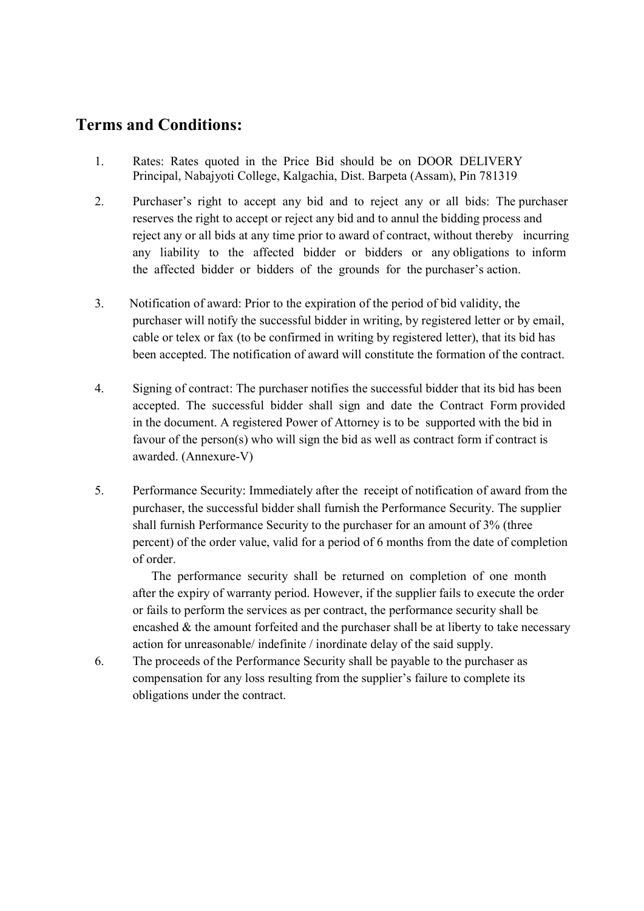## Terms and Conditions:

1. Rates: Rates quoted in the Price Bid should be on DOOR DELIVERY Principal, Nabajyoti College, Kalgachia, Dist. Barpeta (Assam), Pin 781319

2. Purchaser's right to accept any bid and to reject any or all bids: The purchaser reserves the right to accept or reject any bid and to annul the bidding process and reject any or all bids at any time prior to award of contract, without thereby incurring any liability to the affected bidder or bidders or any obligations to inform the affected bidder or bidders of the grounds for the purchaser's action.

3. Notification of award: Prior to the expiration of the period of bid validity, the purchaser will notify the successful bidder in writing, by registered letter or by email, cable or telex or fax (to be confirmed in writing by registered letter), that its bid has been accepted. The notification of award will constitute the formation of the contract.

4. Signing of contract: The purchaser notifies the successful bidder that its bid has been accepted. The successful bidder shall sign and date the Contract Form provided in the document. A registered Power of Attorney is to be supported with the bid in favour of the person(s) who will sign the bid as well as contract form if contract is awarded. (Annexure-V)

5. Performance Security: Immediately after the receipt of notification of award from the purchaser, the successful bidder shall furnish the Performance Security. The supplier shall furnish Performance Security to the purchaser for an amount of 3% (three percent) of the order value, valid for a period of 6 months from the date of completion of order.

   The performance security shall be returned on completion of one month after the expiry of warranty period. However, if the supplier fails to execute the order or fails to perform the services as per contract, the performance security shall be encashed & the amount forfeited and the purchaser shall be at liberty to take necessary action for unreasonable/ indefinite / inordinate delay of the said supply.

6. The proceeds of the Performance Security shall be payable to the purchaser as compensation for any loss resulting from the supplier's failure to complete its obligations under the contract.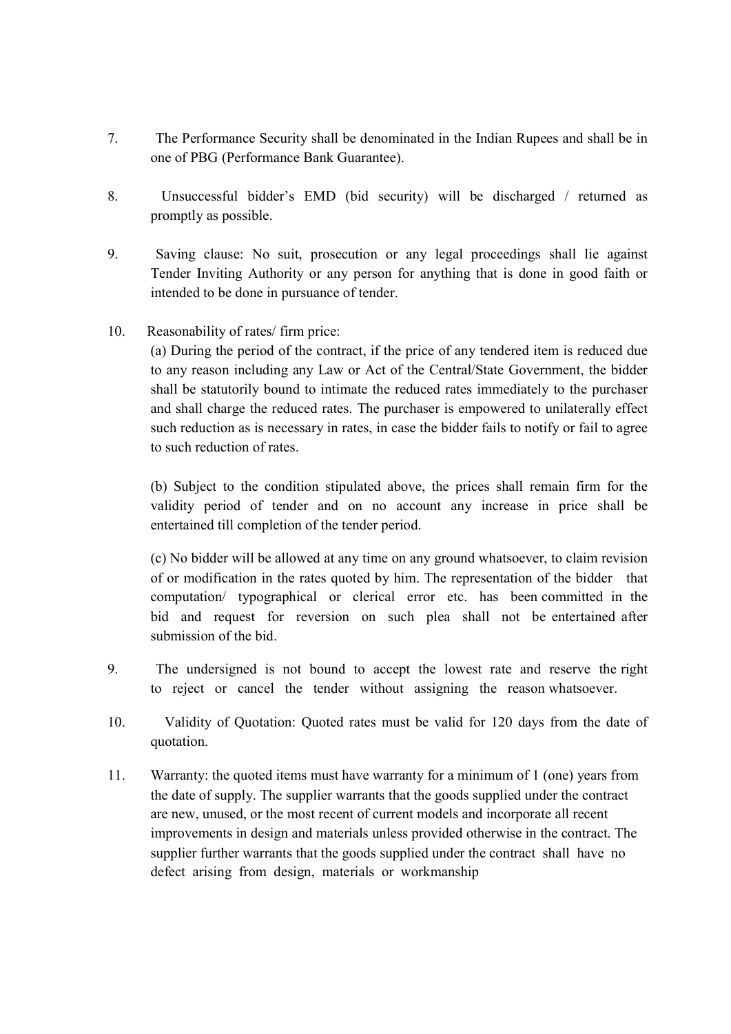7. The Performance Security shall be denominated in the Indian Rupees and shall be in one of PBG (Performance Bank Guarantee).

8. Unsuccessful bidder's EMD (bid security) will be discharged / returned as promptly as possible.

9. Saving clause: No suit, prosecution or any legal proceedings shall lie against Tender Inviting Authority or any person for anything that is done in good faith or intended to be done in pursuance of tender.

10. Reasonability of rates/ firm price:

 (a) During the period of the contract, if the price of any tendered item is reduced due to any reason including any Law or Act of the Central/State Government, the bidder shall be statutorily bound to intimate the reduced rates immediately to the purchaser and shall charge the reduced rates. The purchaser is empowered to unilaterally effect such reduction as is necessary in rates, in case the bidder fails to notify or fail to agree to such reduction of rates.

 (b) Subject to the condition stipulated above, the prices shall remain firm for the validity period of tender and on no account any increase in price shall be entertained till completion of the tender period.

 (c) No bidder will be allowed at any time on any ground whatsoever, to claim revision of or modification in the rates quoted by him. The representation of the bidder that computation/ typographical or clerical error etc. has been committed in the bid and request for reversion on such plea shall not be entertained after submission of the bid.

9. The undersigned is not bound to accept the lowest rate and reserve the right to reject or cancel the tender without assigning the reason whatsoever.

10. Validity of Quotation: Quoted rates must be valid for 120 days from the date of quotation.

11. Warranty: the quoted items must have warranty for a minimum of 1 (one) years from the date of supply. The supplier warrants that the goods supplied under the contract are new, unused, or the most recent of current models and incorporate all recent improvements in design and materials unless provided otherwise in the contract. The supplier further warrants that the goods supplied under the contract shall have no defect arising from design, materials or workmanship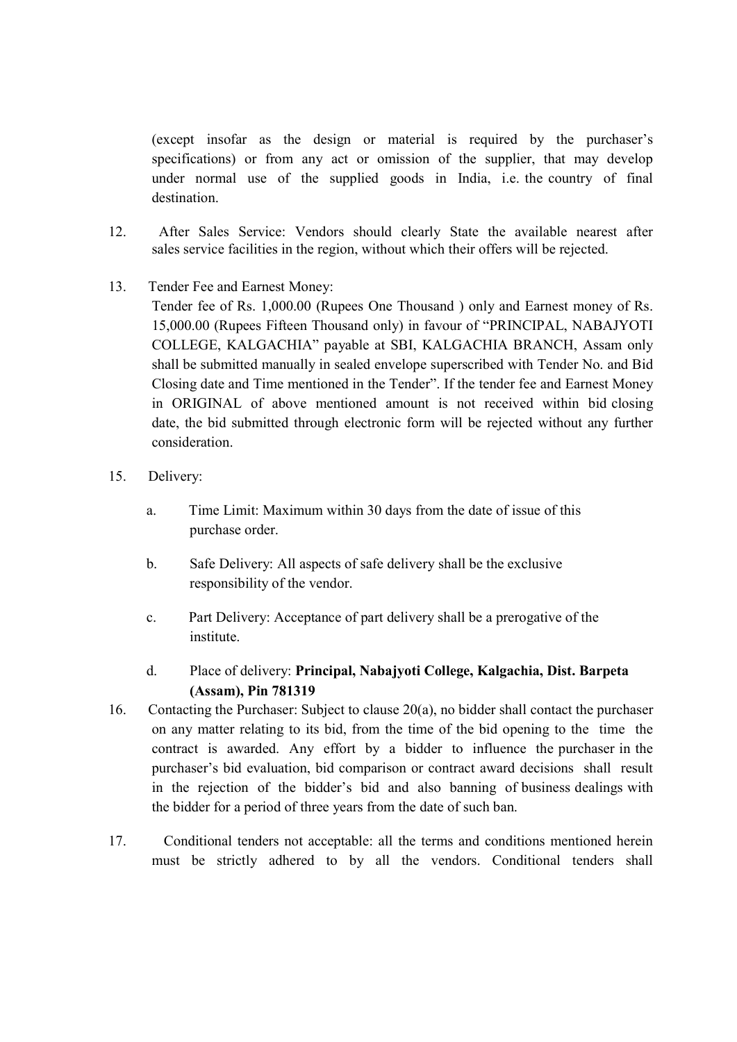(except insofar as the design or material is required by the purchaser's specifications) or from any act or omission of the supplier, that may develop under normal use of the supplied goods in India, i.e. the country of final destination.

12. After Sales Service: Vendors should clearly State the available nearest after sales service facilities in the region, without which their offers will be rejected.

13. Tender Fee and Earnest Money:
    Tender fee of Rs. 1,000.00 (Rupees One Thousand ) only and Earnest money of Rs. 15,000.00 (Rupees Fifteen Thousand only) in favour of "PRINCIPAL, NABAJYOTI COLLEGE, KALGACHIA" payable at SBI, KALGACHIA BRANCH, Assam only shall be submitted manually in sealed envelope superscribed with Tender No. and Bid Closing date and Time mentioned in the Tender". If the tender fee and Earnest Money in ORIGINAL of above mentioned amount is not received within bid closing date, the bid submitted through electronic form will be rejected without any further consideration.

15. Delivery:

    a. Time Limit: Maximum within 30 days from the date of issue of this purchase order.

    b. Safe Delivery: All aspects of safe delivery shall be the exclusive responsibility of the vendor.

    c. Part Delivery: Acceptance of part delivery shall be a prerogative of the institute.

    d. Place of delivery: **Principal, Nabajyoti College, Kalgachia, Dist. Barpeta (Assam), Pin 781319**

16. Contacting the Purchaser: Subject to clause 20(a), no bidder shall contact the purchaser on any matter relating to its bid, from the time of the bid opening to the time the contract is awarded. Any effort by a bidder to influence the purchaser in the purchaser's bid evaluation, bid comparison or contract award decisions shall result in the rejection of the bidder's bid and also banning of business dealings with the bidder for a period of three years from the date of such ban.

17. Conditional tenders not acceptable: all the terms and conditions mentioned herein must be strictly adhered to by all the vendors. Conditional tenders shall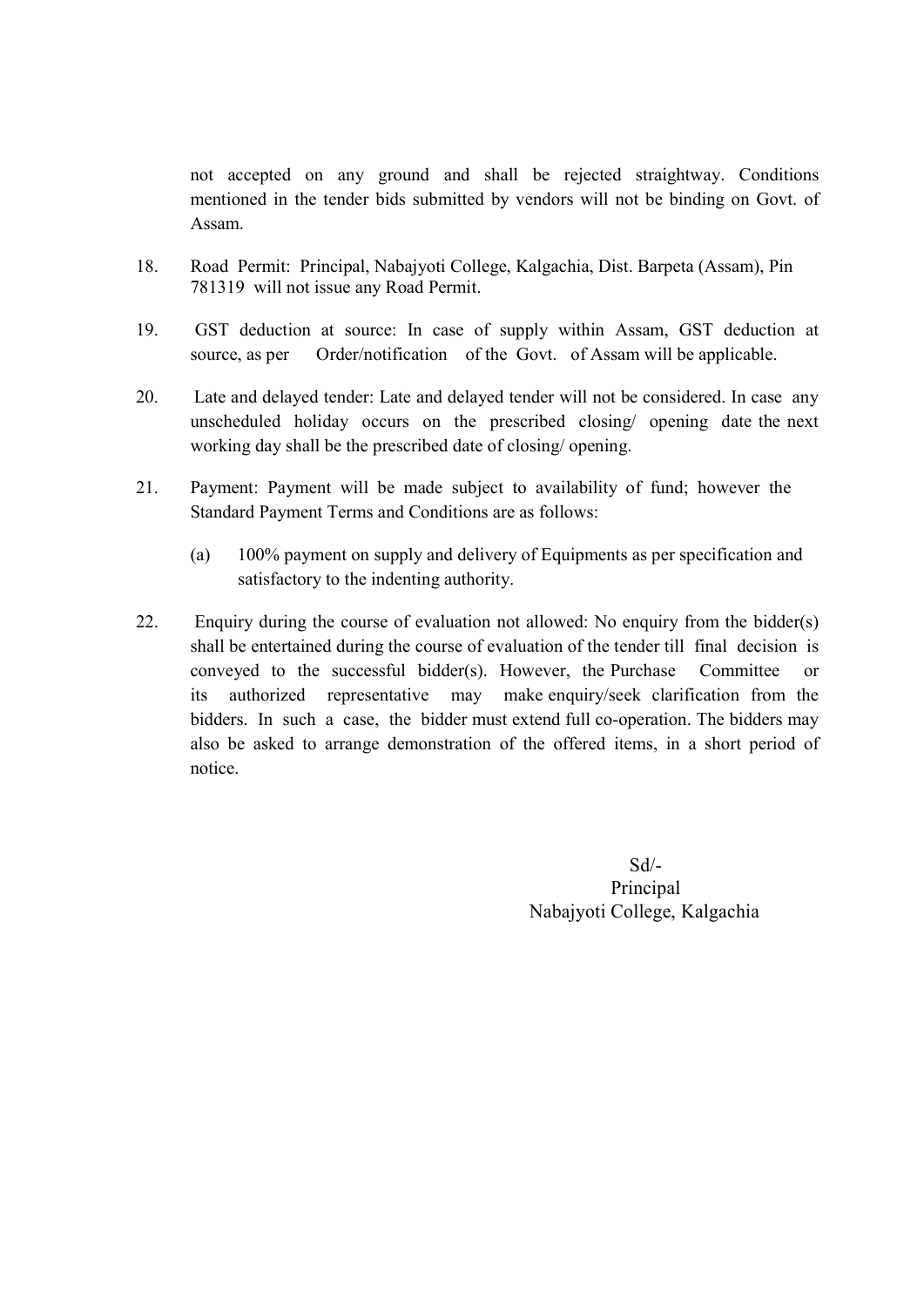not accepted on any ground and shall be rejected straightway. Conditions mentioned in the tender bids submitted by vendors will not be binding on Govt. of Assam.

18. Road Permit: Principal, Nabajyoti College, Kalgachia, Dist. Barpeta (Assam), Pin 781319 will not issue any Road Permit.

19. GST deduction at source: In case of supply within Assam, GST deduction at source, as per Order/notification of the Govt. of Assam will be applicable.

20. Late and delayed tender: Late and delayed tender will not be considered. In case any unscheduled holiday occurs on the prescribed closing/ opening date the next working day shall be the prescribed date of closing/ opening.

21. Payment: Payment will be made subject to availability of fund; however the Standard Payment Terms and Conditions are as follows:

    (a) 100% payment on supply and delivery of Equipments as per specification and satisfactory to the indenting authority.

22. Enquiry during the course of evaluation not allowed: No enquiry from the bidder(s) shall be entertained during the course of evaluation of the tender till final decision is conveyed to the successful bidder(s). However, the Purchase Committee or its authorized representative may make enquiry/seek clarification from the bidders. In such a case, the bidder must extend full co-operation. The bidders may also be asked to arrange demonstration of the offered items, in a short period of notice.

Sd/-
Principal
Nabajyoti College, Kalgachia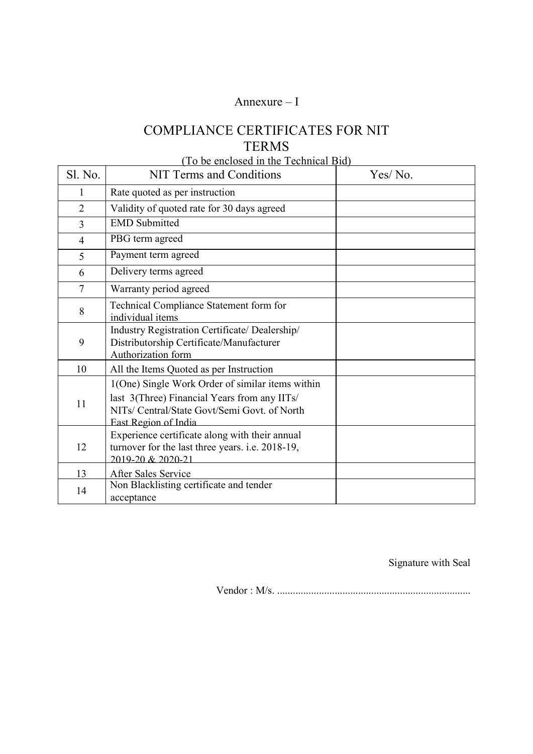Annexure – I

# COMPLIANCE CERTIFICATES FOR NIT TERMS

(To be enclosed in the Technical Bid)

| Sl. No. | NIT Terms and Conditions | Yes/ No. |
|---|---|---|
| 1 | Rate quoted as per instruction | |
| 2 | Validity of quoted rate for 30 days agreed | |
| 3 | EMD Submitted | |
| 4 | PBG term agreed | |
| 5 | Payment term agreed | |
| 6 | Delivery terms agreed | |
| 7 | Warranty period agreed | |
| 8 | Technical Compliance Statement form for individual items | |
| 9 | Industry Registration Certificate/ Dealership/ Distributorship Certificate/Manufacturer Authorization form | |
| 10 | All the Items Quoted as per Instruction | |
| 11 | 1(One) Single Work Order of similar items within last 3(Three) Financial Years from any IITs/ NITs/ Central/State Govt/Semi Govt. of North East Region of India | |
| 12 | Experience certificate along with their annual turnover for the last three years. i.e. 2018-19, 2019-20 & 2020-21 | |
| 13 | After Sales Service | |
| 14 | Non Blacklisting certificate and tender acceptance | |

Signature with Seal

Vendor : M/s. ..........................................................................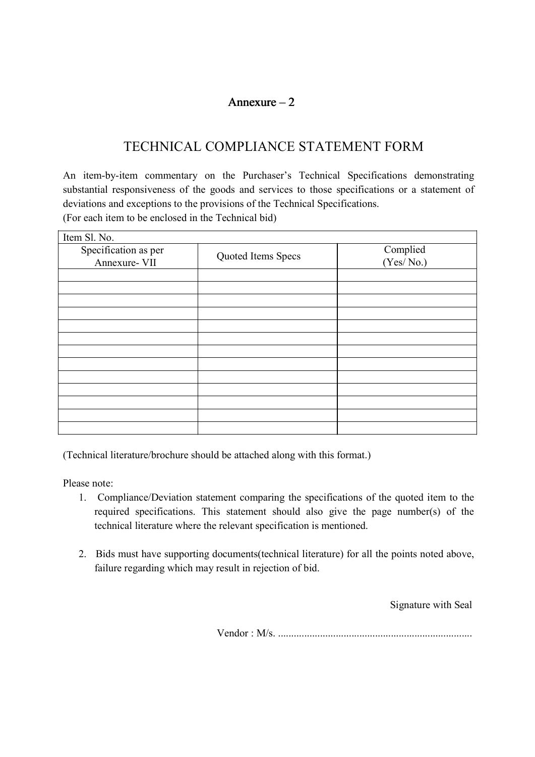## Annexure – 2

# TECHNICAL COMPLIANCE STATEMENT FORM

An item-by-item commentary on the Purchaser's Technical Specifications demonstrating substantial responsiveness of the goods and services to those specifications or a statement of deviations and exceptions to the provisions of the Technical Specifications.
(For each item to be enclosed in the Technical bid)

| Item Sl. No. | | |
|---|---|---|
| Specification as per Annexure- VII | Quoted Items Specs | Complied (Yes/ No.) |
| | | |
| | | |
| | | |
| | | |
| | | |
| | | |
| | | |
| | | |
| | | |
| | | |
| | | |
| | | |
| | | |

(Technical literature/brochure should be attached along with this format.)

Please note:

1. Compliance/Deviation statement comparing the specifications of the quoted item to the required specifications. This statement should also give the page number(s) of the technical literature where the relevant specification is mentioned.

2. Bids must have supporting documents(technical literature) for all the points noted above, failure regarding which may result in rejection of bid.

Signature with Seal

Vendor : M/s. ..........................................................................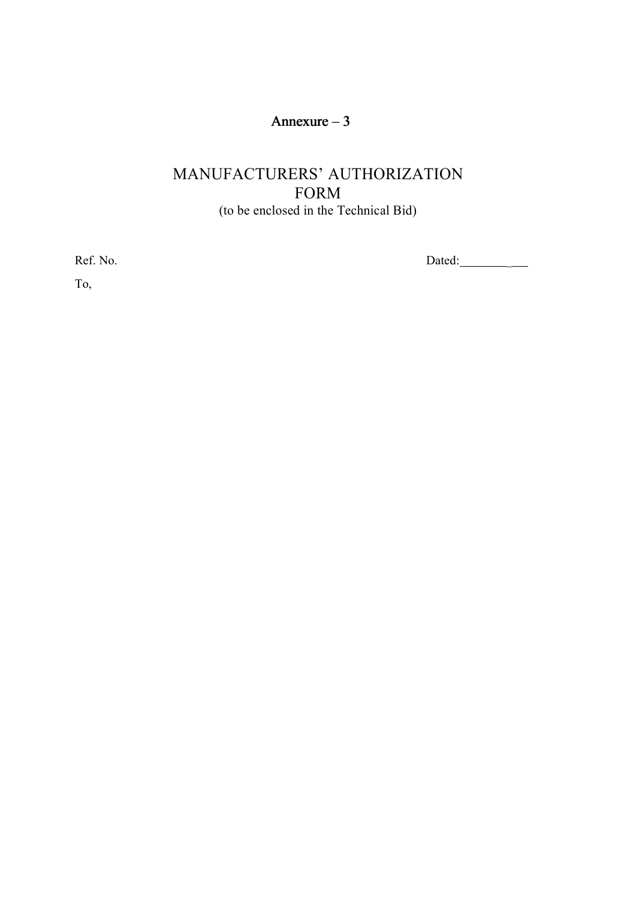# Annexure – 3

## MANUFACTURERS' AUTHORIZATION FORM

(to be enclosed in the Technical Bid)

Ref. No. Dated:__________

To,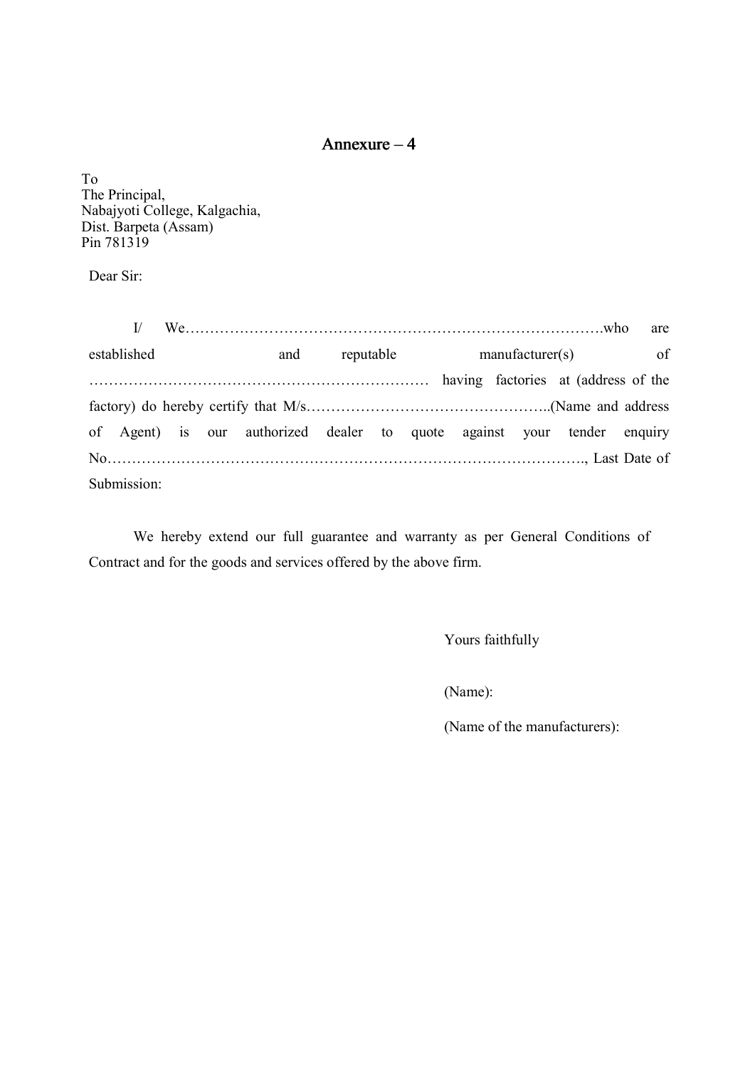## Annexure – 4

To
The Principal,
Nabajyoti College, Kalgachia,
Dist. Barpeta (Assam)
Pin 781319

Dear Sir:

I/ We……………………………………………………………………………who are established and reputable manufacturer(s) of …………………………………………………………… having factories at (address of the factory) do hereby certify that M/s…………………………………………..(Name and address of Agent) is our authorized dealer to quote against your tender enquiry No…………………………………………………………………………………., Last Date of Submission:

We hereby extend our full guarantee and warranty as per General Conditions of Contract and for the goods and services offered by the above firm.

Yours faithfully

(Name):

(Name of the manufacturers):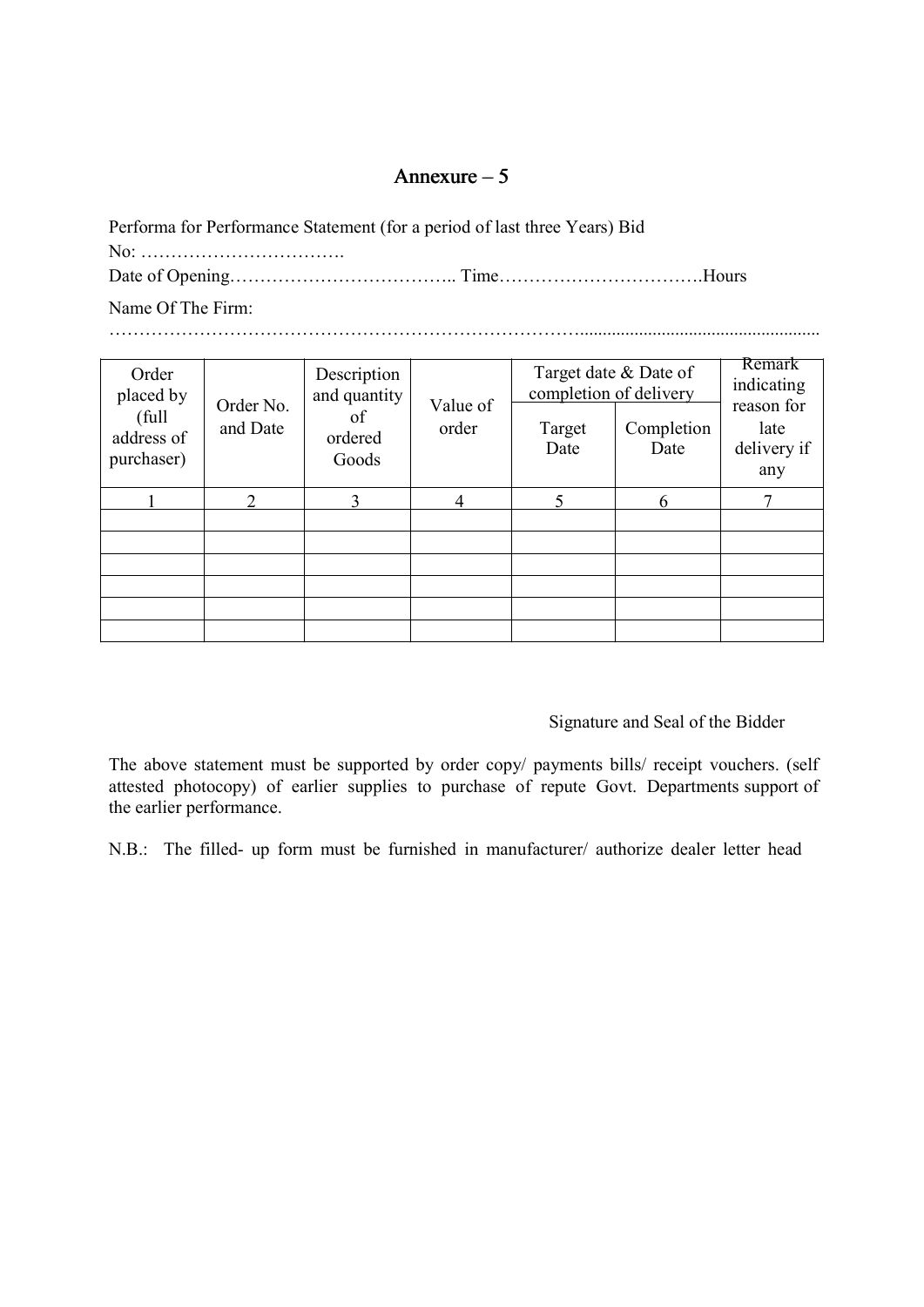## Annexure – 5

Performa for Performance Statement (for a period of last three Years) Bid No: …………………………….

Date of Opening……………………………….. Time…………………………….Hours

Name Of The Firm:

…………………………………………………………………………………………………………………

| Order placed by (full address of purchaser) | Order No. and Date | Description and quantity of ordered Goods | Value of order | Target date & Date of completion of delivery | | Remark indicating reason for late delivery if any |
|---|---|---|---|---|---|---|
| | | | | Target Date | Completion Date | |
| 1 | 2 | 3 | 4 | 5 | 6 | 7 |
| | | | | | | |
| | | | | | | |
| | | | | | | |
| | | | | | | |
| | | | | | | |
| | | | | | | |

Signature and Seal of the Bidder

The above statement must be supported by order copy/ payments bills/ receipt vouchers. (self attested photocopy) of earlier supplies to purchase of repute Govt. Departments support of the earlier performance.

N.B.: The filled- up form must be furnished in manufacturer/ authorize dealer letter head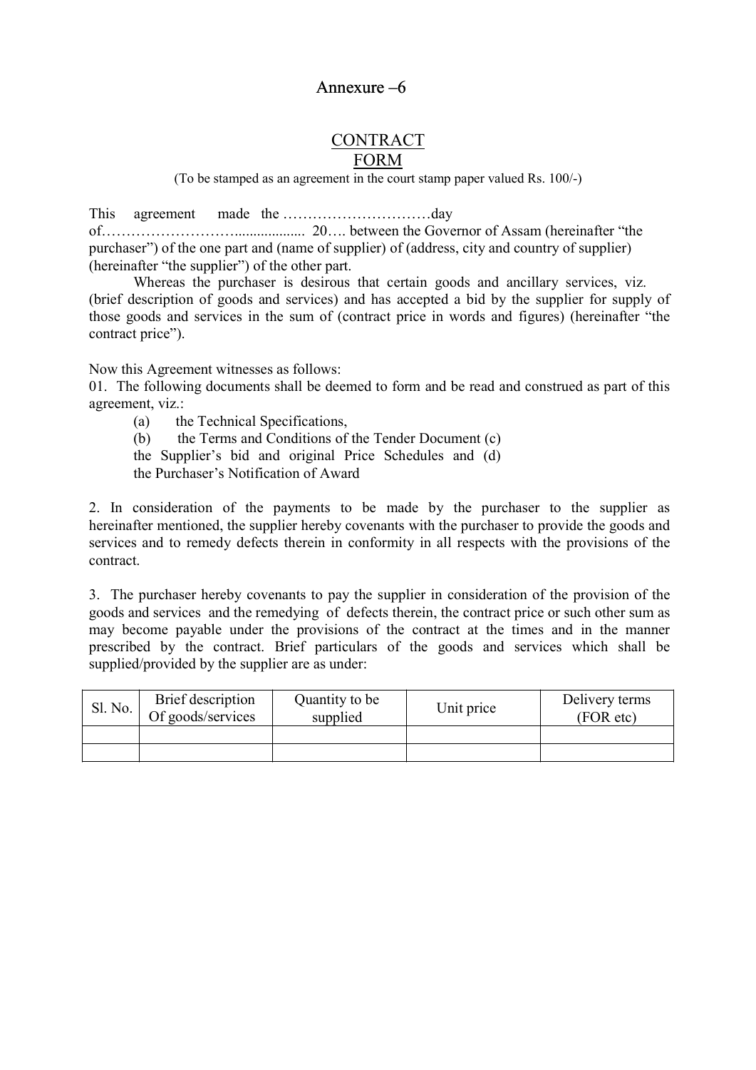# Annexure –6

## CONTRACT FORM

(To be stamped as an agreement in the court stamp paper valued Rs. 100/-)

This agreement made the …………………………day of……………………….................. 20…. between the Governor of Assam (hereinafter "the purchaser") of the one part and (name of supplier) of (address, city and country of supplier) (hereinafter "the supplier") of the other part.

Whereas the purchaser is desirous that certain goods and ancillary services, viz. (brief description of goods and services) and has accepted a bid by the supplier for supply of those goods and services in the sum of (contract price in words and figures) (hereinafter "the contract price").

Now this Agreement witnesses as follows:

01. The following documents shall be deemed to form and be read and construed as part of this agreement, viz.:

   (a) the Technical Specifications,
   (b) the Terms and Conditions of the Tender Document (c) the Supplier's bid and original Price Schedules and (d) the Purchaser's Notification of Award

2. In consideration of the payments to be made by the purchaser to the supplier as hereinafter mentioned, the supplier hereby covenants with the purchaser to provide the goods and services and to remedy defects therein in conformity in all respects with the provisions of the contract.

3. The purchaser hereby covenants to pay the supplier in consideration of the provision of the goods and services and the remedying of defects therein, the contract price or such other sum as may become payable under the provisions of the contract at the times and in the manner prescribed by the contract. Brief particulars of the goods and services which shall be supplied/provided by the supplier are as under:

| Sl. No. | Brief description Of goods/services | Quantity to be supplied | Unit price | Delivery terms (FOR etc) |
|---|---|---|---|---|
| | | | | |
| | | | | |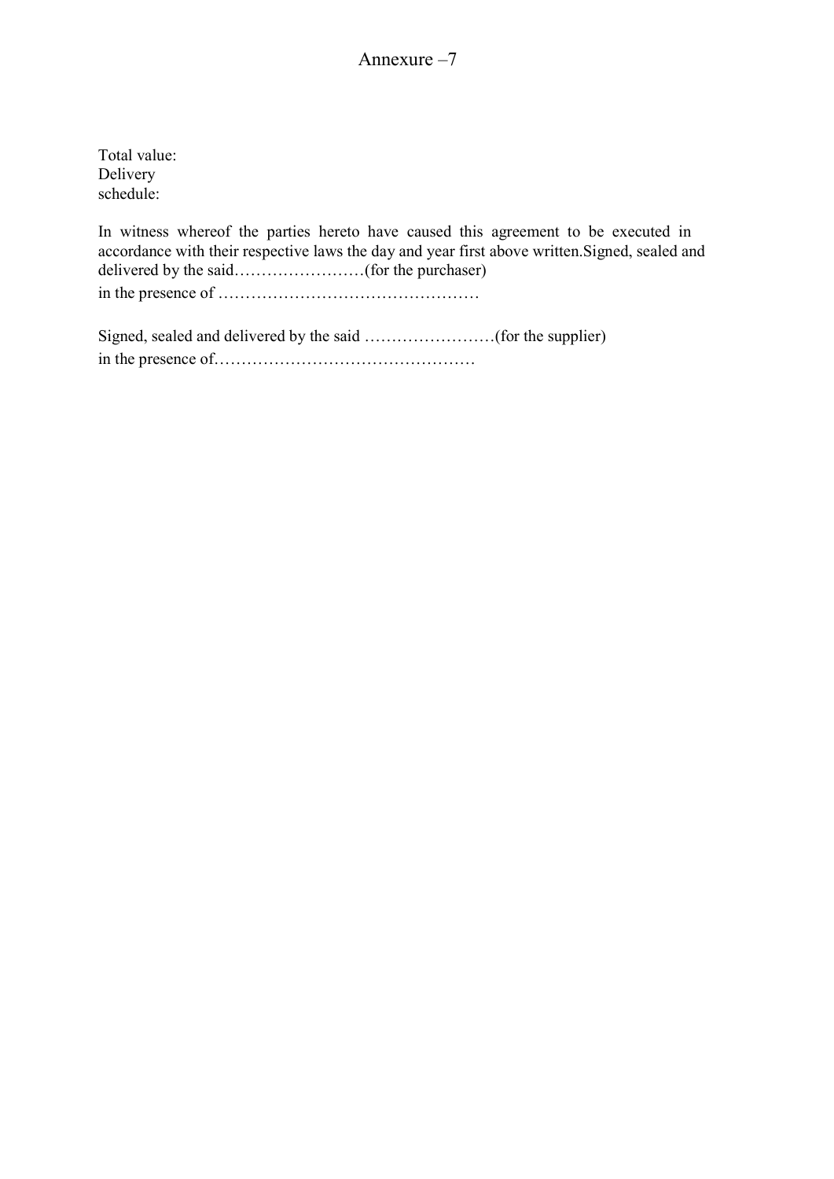# Annexure –7

Total value:
Delivery
schedule:

In witness whereof the parties hereto have caused this agreement to be executed in accordance with their respective laws the day and year first above written.Signed, sealed and delivered by the said……………………(for the purchaser)
in the presence of …………………………………………

Signed, sealed and delivered by the said ……………………(for the supplier)
in the presence of…………………………………………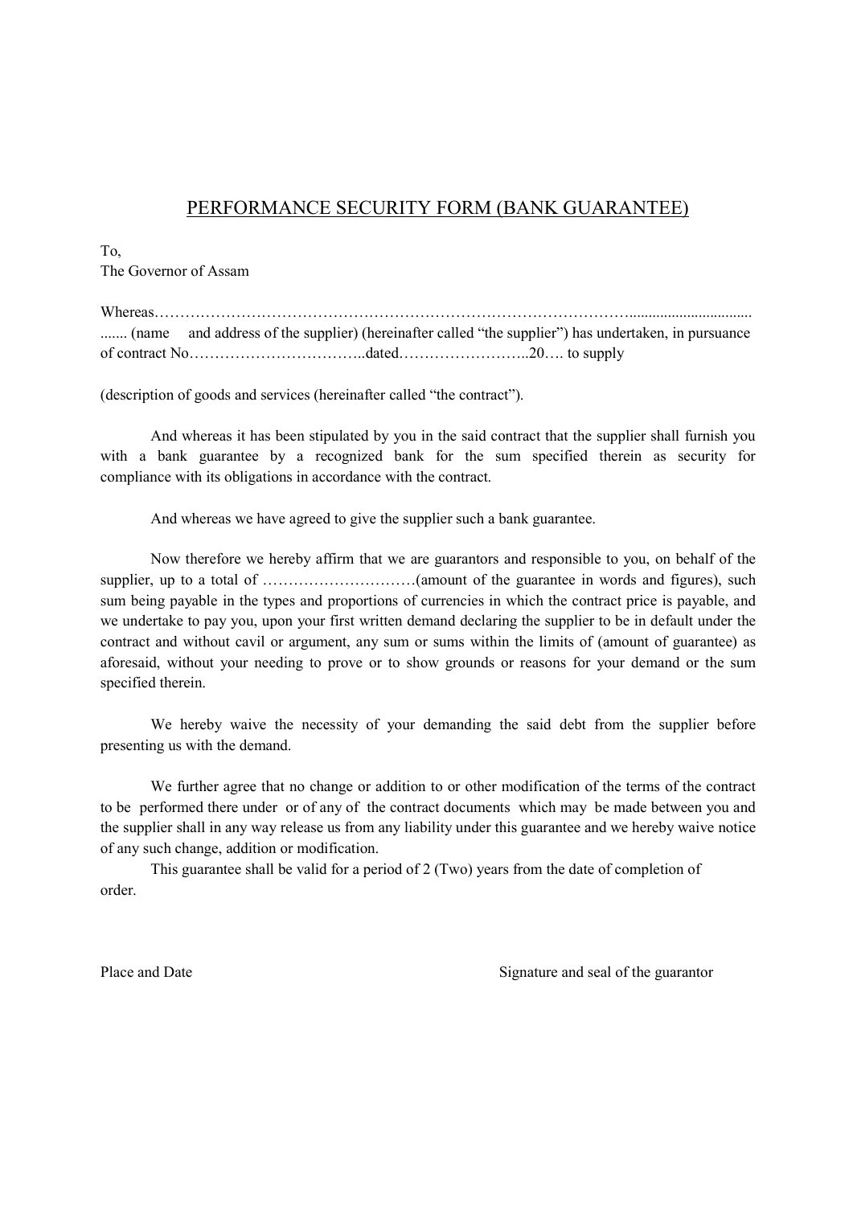# PERFORMANCE SECURITY FORM (BANK GUARANTEE)

To,
The Governor of Assam

Whereas…………………………………………………………………………………….................................
....... (name and address of the supplier) (hereinafter called "the supplier") has undertaken, in pursuance of contract No……………………………..dated……………………..20…. to supply

(description of goods and services (hereinafter called "the contract").

And whereas it has been stipulated by you in the said contract that the supplier shall furnish you with a bank guarantee by a recognized bank for the sum specified therein as security for compliance with its obligations in accordance with the contract.

And whereas we have agreed to give the supplier such a bank guarantee.

Now therefore we hereby affirm that we are guarantors and responsible to you, on behalf of the supplier, up to a total of …………………………(amount of the guarantee in words and figures), such sum being payable in the types and proportions of currencies in which the contract price is payable, and we undertake to pay you, upon your first written demand declaring the supplier to be in default under the contract and without cavil or argument, any sum or sums within the limits of (amount of guarantee) as aforesaid, without your needing to prove or to show grounds or reasons for your demand or the sum specified therein.

We hereby waive the necessity of your demanding the said debt from the supplier before presenting us with the demand.

We further agree that no change or addition to or other modification of the terms of the contract to be performed there under or of any of the contract documents which may be made between you and the supplier shall in any way release us from any liability under this guarantee and we hereby waive notice of any such change, addition or modification.

This guarantee shall be valid for a period of 2 (Two) years from the date of completion of order.

Place and Date

Signature and seal of the guarantor